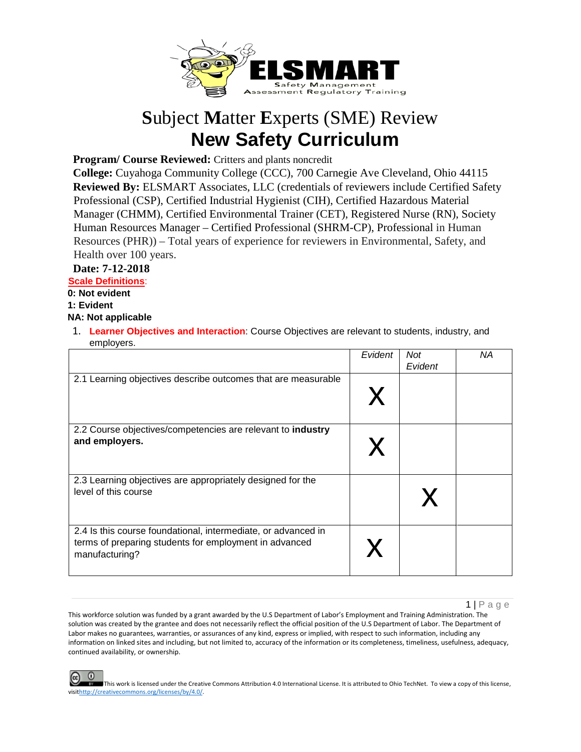ELSMART
Safety Management Assessment Regulatory Training

# Subject Matter Experts (SME) Review

# New Safety Curriculum

**Program/ Course Reviewed:** Critters and plants noncredit

**College:** Cuyahoga Community College (CCC), 700 Carnegie Ave Cleveland, Ohio 44115

**Reviewed By:** ELSMART Associates, LLC (credentials of reviewers include Certified Safety Professional (CSP), Certified Industrial Hygienist (CIH), Certified Hazardous Material Manager (CHMM), Certified Environmental Trainer (CET), Registered Nurse (RN), Society Human Resources Manager – Certified Professional (SHRM-CP), Professional in Human Resources (PHR)) – Total years of experience for reviewers in Environmental, Safety, and Health over 100 years.

**Date: 7-12-2018**

**Scale Definitions**:

**0: Not evident**

**1: Evident**

**NA: Not applicable**

1. **Learner Objectives and Interaction**: Course Objectives are relevant to students, industry, and employers.

| | *Evident* | *Not Evident* | *NA* |
|---|---|---|---|
| 2.1 Learning objectives describe outcomes that are measurable | X | | |
| 2.2 Course objectives/competencies are relevant to **industry and employers.** | X | | |
| 2.3 Learning objectives are appropriately designed for the level of this course | | X | |
| 2.4 Is this course foundational, intermediate, or advanced in terms of preparing students for employment in advanced manufacturing? | X | | |

This workforce solution was funded by a grant awarded by the U.S Department of Labor's Employment and Training Administration. The solution was created by the grantee and does not necessarily reflect the official position of the U.S Department of Labor. The Department of Labor makes no guarantees, warranties, or assurances of any kind, express or implied, with respect to such information, including any information on linked sites and including, but not limited to, accuracy of the information or its completeness, timeliness, usefulness, adequacy, continued availability, or ownership.

This work is licensed under the Creative Commons Attribution 4.0 International License. It is attributed to Ohio TechNet. To view a copy of this license, visit http://creativecommons.org/licenses/by/4.0/.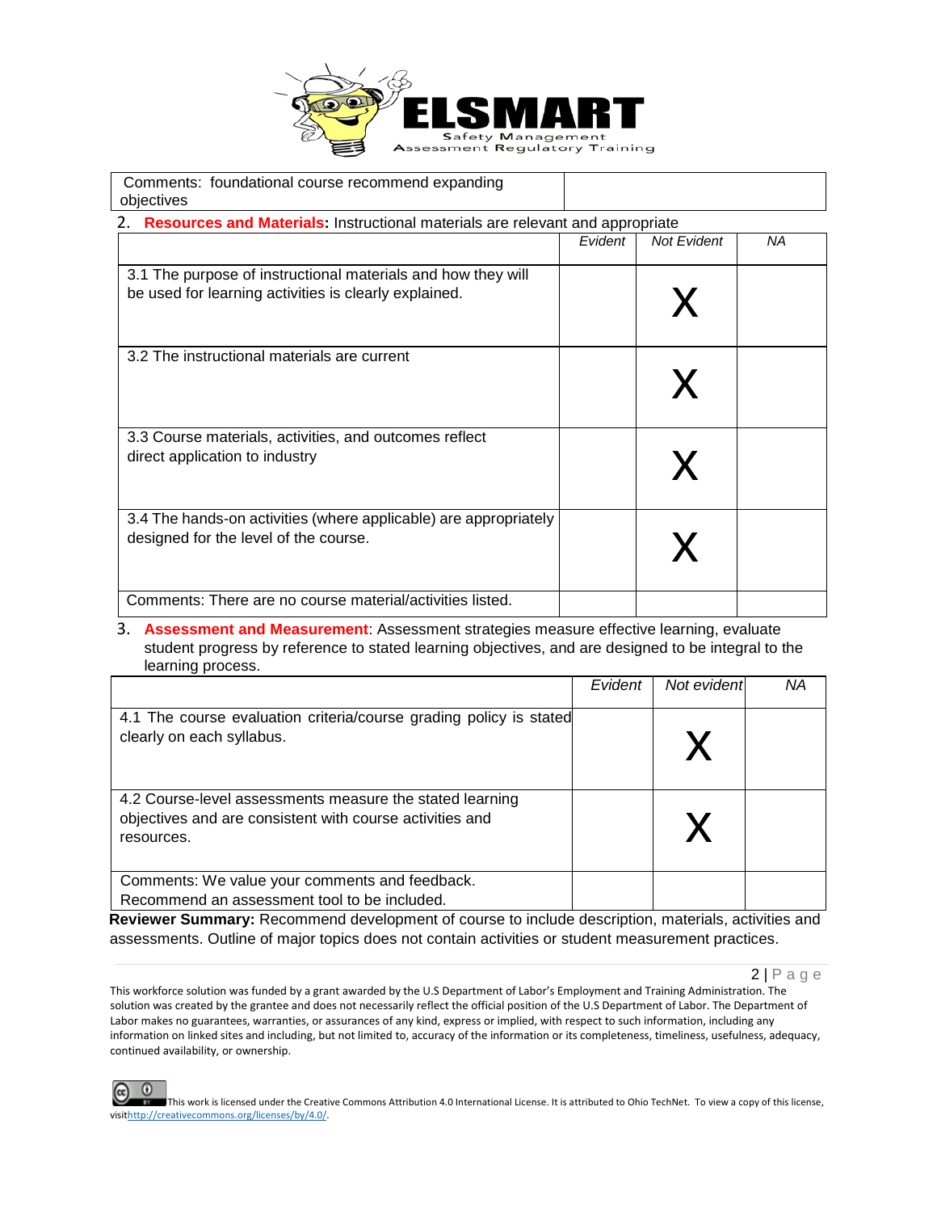| Comments: foundational course recommend expanding objectives | |
|---|---|

2. **Resources and Materials:** Instructional materials are relevant and appropriate

| | *Evident* | *Not Evident* | *NA* |
|---|---|---|---|
| 3.1 The purpose of instructional materials and how they will be used for learning activities is clearly explained. | | X | |
| 3.2 The instructional materials are current | | X | |
| 3.3 Course materials, activities, and outcomes reflect direct application to industry | | X | |
| 3.4 The hands-on activities (where applicable) are appropriately designed for the level of the course. | | X | |
| Comments: There are no course material/activities listed. | | | |

3. **Assessment and Measurement**: Assessment strategies measure effective learning, evaluate student progress by reference to stated learning objectives, and are designed to be integral to the learning process.

| | *Evident* | *Not evident* | *NA* |
|---|---|---|---|
| 4.1 The course evaluation criteria/course grading policy is stated clearly on each syllabus. | | X | |
| 4.2 Course-level assessments measure the stated learning objectives and are consistent with course activities and resources. | | X | |
| Comments: We value your comments and feedback. Recommend an assessment tool to be included. | | | |

**Reviewer Summary:** Recommend development of course to include description, materials, activities and assessments. Outline of major topics does not contain activities or student measurement practices.

This workforce solution was funded by a grant awarded by the U.S Department of Labor's Employment and Training Administration. The solution was created by the grantee and does not necessarily reflect the official position of the U.S Department of Labor. The Department of Labor makes no guarantees, warranties, or assurances of any kind, express or implied, with respect to such information, including any information on linked sites and including, but not limited to, accuracy of the information or its completeness, timeliness, usefulness, adequacy, continued availability, or ownership.

This work is licensed under the Creative Commons Attribution 4.0 International License. It is attributed to Ohio TechNet. To view a copy of this license, visithttp://creativecommons.org/licenses/by/4.0/.